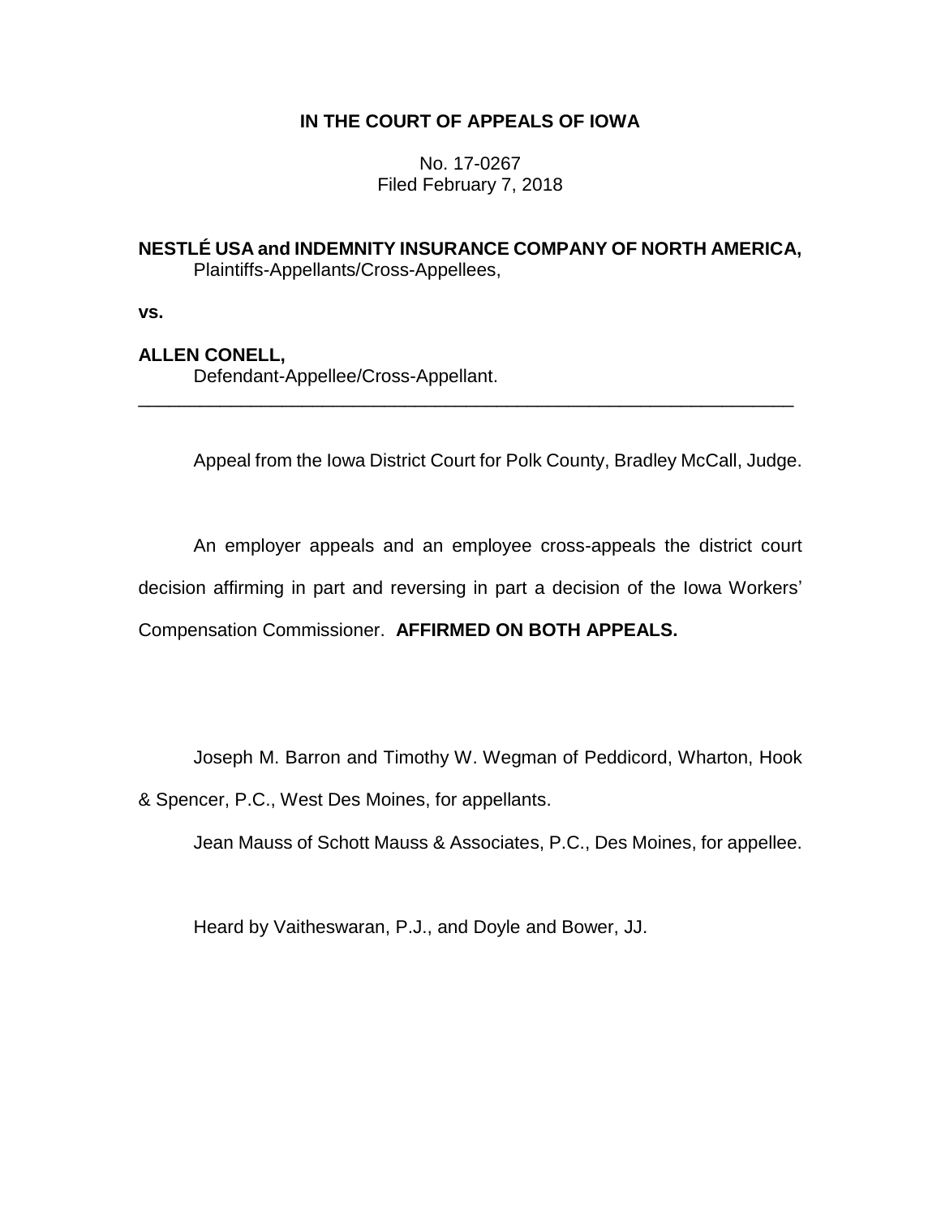**IN THE COURT OF APPEALS OF IOWA**

No. 17-0267
Filed February 7, 2018

**NESTLÉ USA and INDEMNITY INSURANCE COMPANY OF NORTH AMERICA,**
Plaintiffs-Appellants/Cross-Appellees,

**vs.**

**ALLEN CONELL,**
Defendant-Appellee/Cross-Appellant.

---

Appeal from the Iowa District Court for Polk County, Bradley McCall, Judge.

An employer appeals and an employee cross-appeals the district court decision affirming in part and reversing in part a decision of the Iowa Workers' Compensation Commissioner. **AFFIRMED ON BOTH APPEALS.**

Joseph M. Barron and Timothy W. Wegman of Peddicord, Wharton, Hook & Spencer, P.C., West Des Moines, for appellants.

Jean Mauss of Schott Mauss & Associates, P.C., Des Moines, for appellee.

Heard by Vaitheswaran, P.J., and Doyle and Bower, JJ.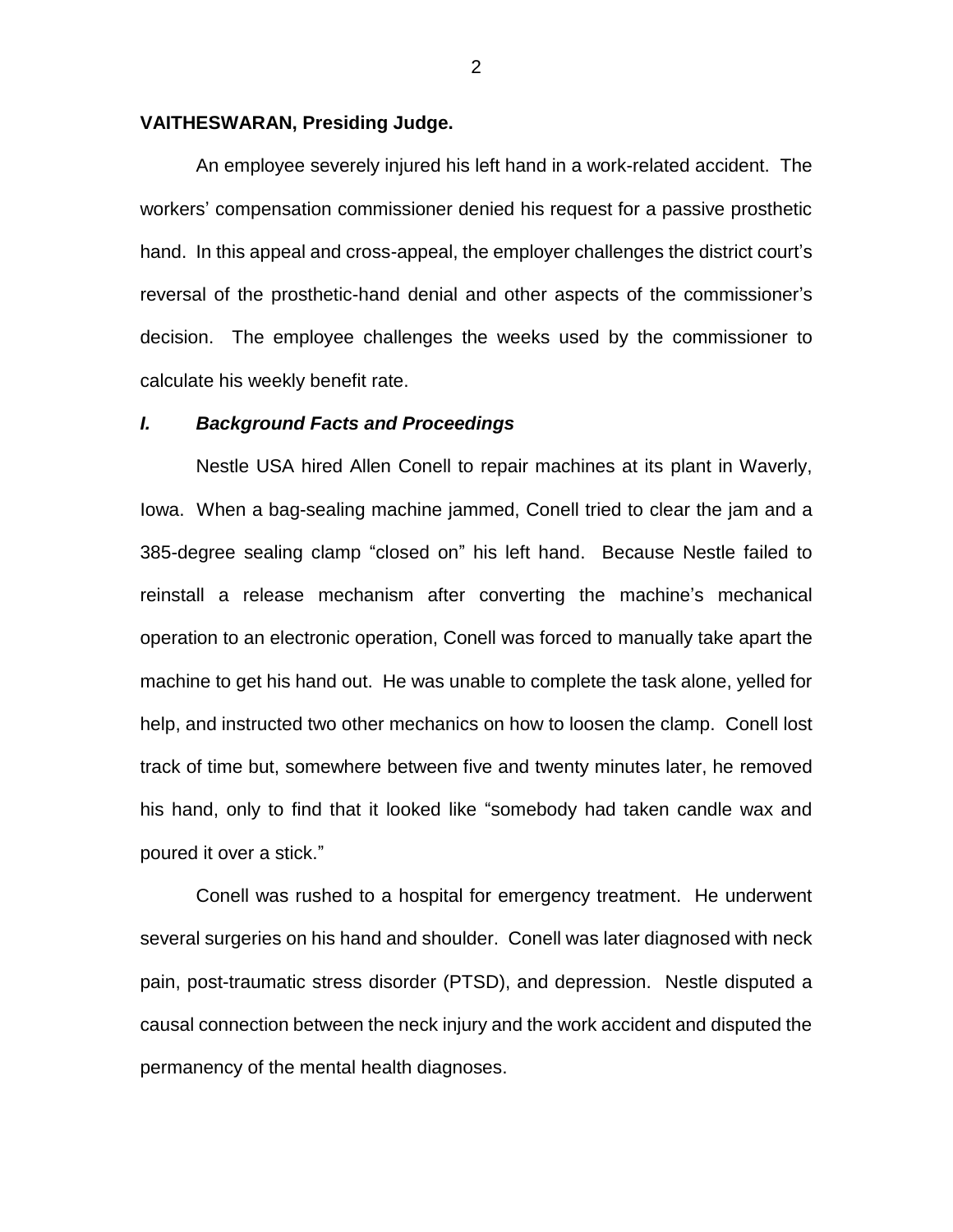**VAITHESWARAN, Presiding Judge.**

An employee severely injured his left hand in a work-related accident. The workers' compensation commissioner denied his request for a passive prosthetic hand. In this appeal and cross-appeal, the employer challenges the district court's reversal of the prosthetic-hand denial and other aspects of the commissioner's decision. The employee challenges the weeks used by the commissioner to calculate his weekly benefit rate.

### *I. Background Facts and Proceedings*

Nestle USA hired Allen Conell to repair machines at its plant in Waverly, Iowa. When a bag-sealing machine jammed, Conell tried to clear the jam and a 385-degree sealing clamp "closed on" his left hand. Because Nestle failed to reinstall a release mechanism after converting the machine's mechanical operation to an electronic operation, Conell was forced to manually take apart the machine to get his hand out. He was unable to complete the task alone, yelled for help, and instructed two other mechanics on how to loosen the clamp. Conell lost track of time but, somewhere between five and twenty minutes later, he removed his hand, only to find that it looked like "somebody had taken candle wax and poured it over a stick."

Conell was rushed to a hospital for emergency treatment. He underwent several surgeries on his hand and shoulder. Conell was later diagnosed with neck pain, post-traumatic stress disorder (PTSD), and depression. Nestle disputed a causal connection between the neck injury and the work accident and disputed the permanency of the mental health diagnoses.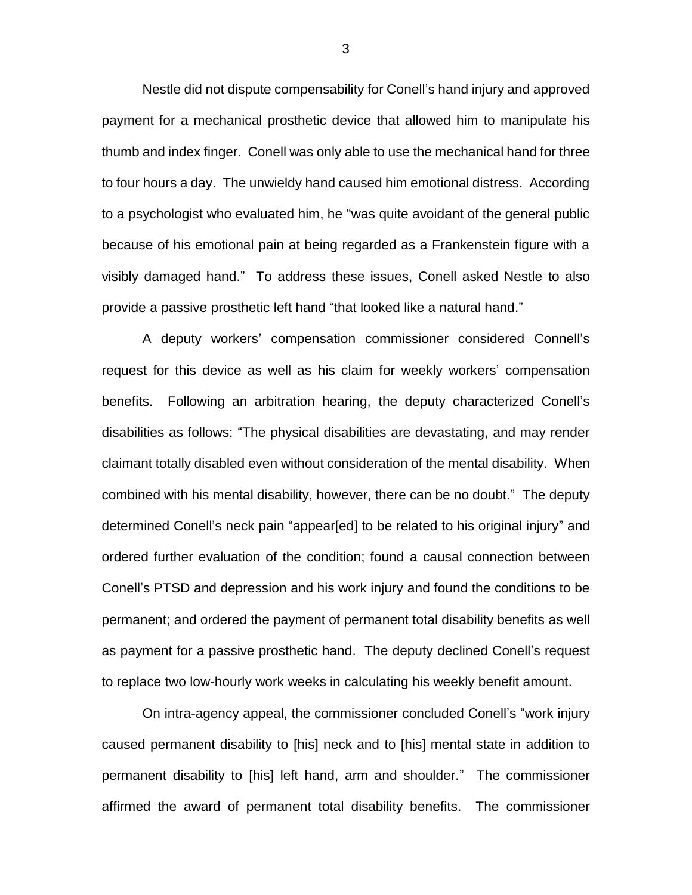Nestle did not dispute compensability for Conell's hand injury and approved payment for a mechanical prosthetic device that allowed him to manipulate his thumb and index finger. Conell was only able to use the mechanical hand for three to four hours a day. The unwieldy hand caused him emotional distress. According to a psychologist who evaluated him, he "was quite avoidant of the general public because of his emotional pain at being regarded as a Frankenstein figure with a visibly damaged hand." To address these issues, Conell asked Nestle to also provide a passive prosthetic left hand "that looked like a natural hand."

A deputy workers' compensation commissioner considered Connell's request for this device as well as his claim for weekly workers' compensation benefits. Following an arbitration hearing, the deputy characterized Conell's disabilities as follows: "The physical disabilities are devastating, and may render claimant totally disabled even without consideration of the mental disability. When combined with his mental disability, however, there can be no doubt." The deputy determined Conell's neck pain "appear[ed] to be related to his original injury" and ordered further evaluation of the condition; found a causal connection between Conell's PTSD and depression and his work injury and found the conditions to be permanent; and ordered the payment of permanent total disability benefits as well as payment for a passive prosthetic hand. The deputy declined Conell's request to replace two low-hourly work weeks in calculating his weekly benefit amount.

On intra-agency appeal, the commissioner concluded Conell's "work injury caused permanent disability to [his] neck and to [his] mental state in addition to permanent disability to [his] left hand, arm and shoulder." The commissioner affirmed the award of permanent total disability benefits. The commissioner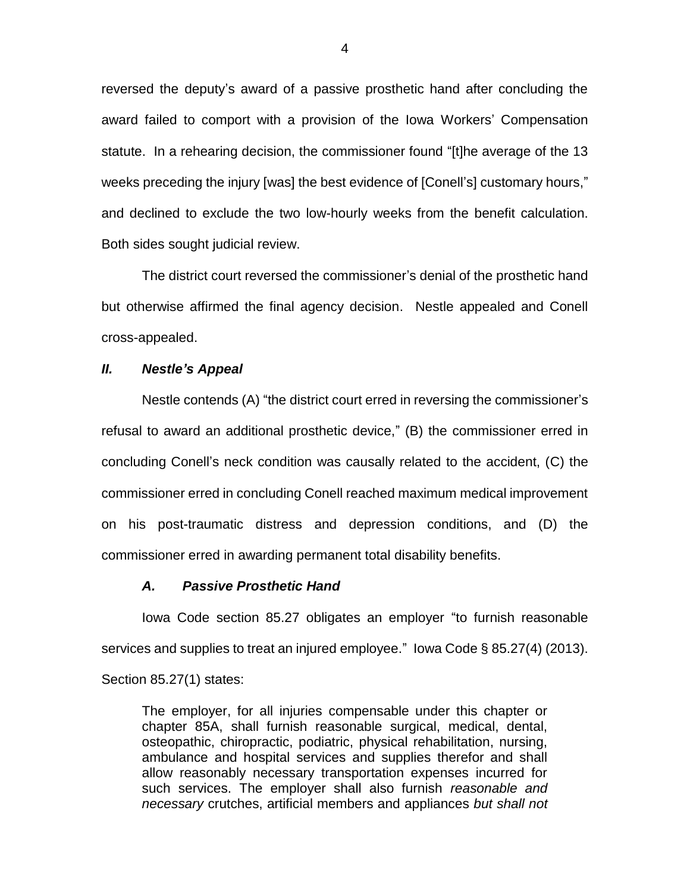reversed the deputy's award of a passive prosthetic hand after concluding the award failed to comport with a provision of the Iowa Workers' Compensation statute. In a rehearing decision, the commissioner found "[t]he average of the 13 weeks preceding the injury [was] the best evidence of [Conell's] customary hours," and declined to exclude the two low-hourly weeks from the benefit calculation. Both sides sought judicial review.

The district court reversed the commissioner's denial of the prosthetic hand but otherwise affirmed the final agency decision. Nestle appealed and Conell cross-appealed.

## *II. Nestle's Appeal*

Nestle contends (A) "the district court erred in reversing the commissioner's refusal to award an additional prosthetic device," (B) the commissioner erred in concluding Conell's neck condition was causally related to the accident, (C) the commissioner erred in concluding Conell reached maximum medical improvement on his post-traumatic distress and depression conditions, and (D) the commissioner erred in awarding permanent total disability benefits.

### *A. Passive Prosthetic Hand*

Iowa Code section 85.27 obligates an employer "to furnish reasonable services and supplies to treat an injured employee." Iowa Code § 85.27(4) (2013). Section 85.27(1) states:

> The employer, for all injuries compensable under this chapter or chapter 85A, shall furnish reasonable surgical, medical, dental, osteopathic, chiropractic, podiatric, physical rehabilitation, nursing, ambulance and hospital services and supplies therefor and shall allow reasonably necessary transportation expenses incurred for such services. The employer shall also furnish *reasonable and necessary* crutches, artificial members and appliances *but shall not*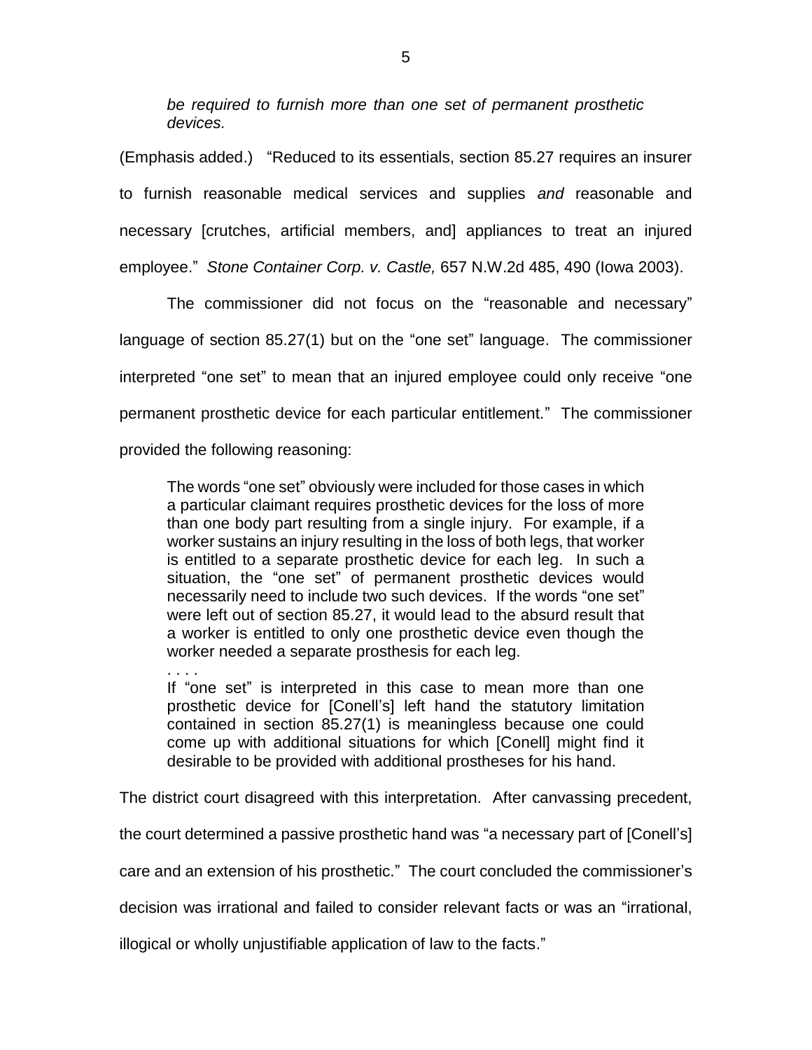> *be required to furnish more than one set of permanent prosthetic devices.*

(Emphasis added.) "Reduced to its essentials, section 85.27 requires an insurer to furnish reasonable medical services and supplies *and* reasonable and necessary [crutches, artificial members, and] appliances to treat an injured employee." *Stone Container Corp. v. Castle,* 657 N.W.2d 485, 490 (Iowa 2003).

The commissioner did not focus on the "reasonable and necessary" language of section 85.27(1) but on the "one set" language. The commissioner interpreted "one set" to mean that an injured employee could only receive "one permanent prosthetic device for each particular entitlement." The commissioner provided the following reasoning:

> The words "one set" obviously were included for those cases in which a particular claimant requires prosthetic devices for the loss of more than one body part resulting from a single injury. For example, if a worker sustains an injury resulting in the loss of both legs, that worker is entitled to a separate prosthetic device for each leg. In such a situation, the "one set" of permanent prosthetic devices would necessarily need to include two such devices. If the words "one set" were left out of section 85.27, it would lead to the absurd result that a worker is entitled to only one prosthetic device even though the worker needed a separate prosthesis for each leg.
>
> . . . .
>
> If "one set" is interpreted in this case to mean more than one prosthetic device for [Conell's] left hand the statutory limitation contained in section 85.27(1) is meaningless because one could come up with additional situations for which [Conell] might find it desirable to be provided with additional prostheses for his hand.

The district court disagreed with this interpretation. After canvassing precedent, the court determined a passive prosthetic hand was "a necessary part of [Conell's] care and an extension of his prosthetic." The court concluded the commissioner's decision was irrational and failed to consider relevant facts or was an "irrational, illogical or wholly unjustifiable application of law to the facts."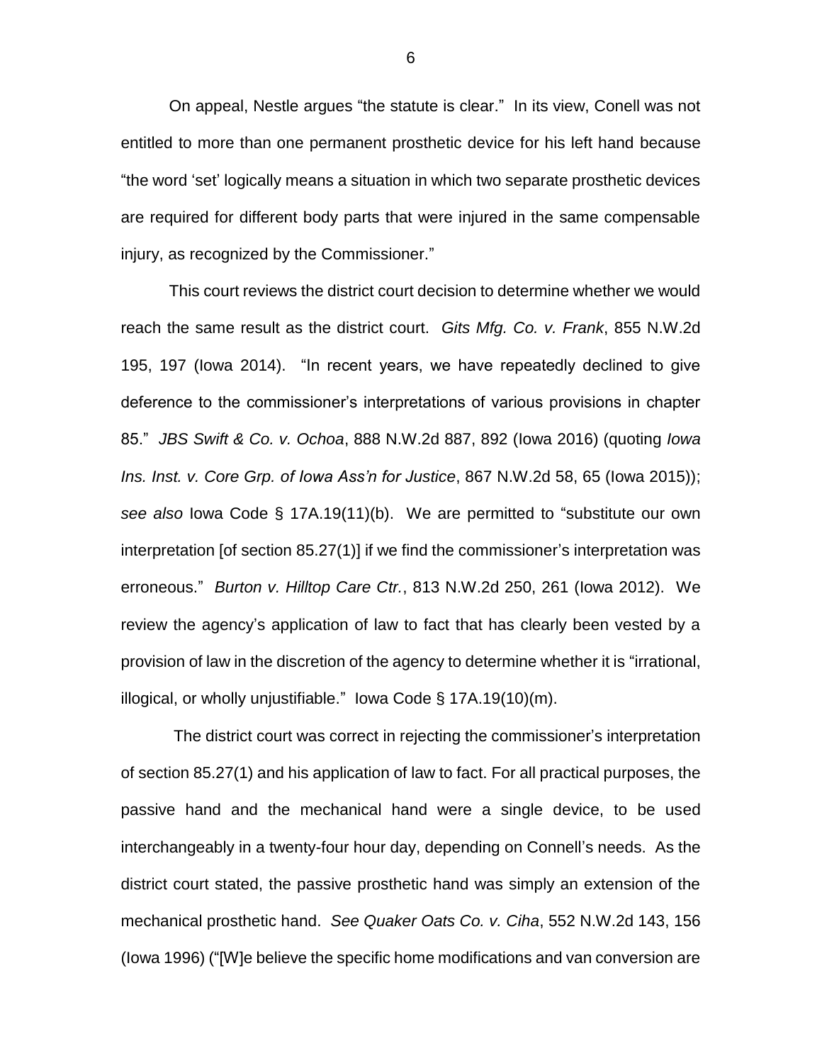On appeal, Nestle argues "the statute is clear." In its view, Conell was not entitled to more than one permanent prosthetic device for his left hand because "the word 'set' logically means a situation in which two separate prosthetic devices are required for different body parts that were injured in the same compensable injury, as recognized by the Commissioner."

This court reviews the district court decision to determine whether we would reach the same result as the district court. *Gits Mfg. Co. v. Frank*, 855 N.W.2d 195, 197 (Iowa 2014). "In recent years, we have repeatedly declined to give deference to the commissioner's interpretations of various provisions in chapter 85." *JBS Swift & Co. v. Ochoa*, 888 N.W.2d 887, 892 (Iowa 2016) (quoting *Iowa Ins. Inst. v. Core Grp. of Iowa Ass'n for Justice*, 867 N.W.2d 58, 65 (Iowa 2015)); *see also* Iowa Code § 17A.19(11)(b). We are permitted to "substitute our own interpretation [of section 85.27(1)] if we find the commissioner's interpretation was erroneous." *Burton v. Hilltop Care Ctr.*, 813 N.W.2d 250, 261 (Iowa 2012). We review the agency's application of law to fact that has clearly been vested by a provision of law in the discretion of the agency to determine whether it is "irrational, illogical, or wholly unjustifiable." Iowa Code § 17A.19(10)(m).

The district court was correct in rejecting the commissioner's interpretation of section 85.27(1) and his application of law to fact. For all practical purposes, the passive hand and the mechanical hand were a single device, to be used interchangeably in a twenty-four hour day, depending on Connell's needs. As the district court stated, the passive prosthetic hand was simply an extension of the mechanical prosthetic hand. *See Quaker Oats Co. v. Ciha*, 552 N.W.2d 143, 156 (Iowa 1996) ("[W]e believe the specific home modifications and van conversion are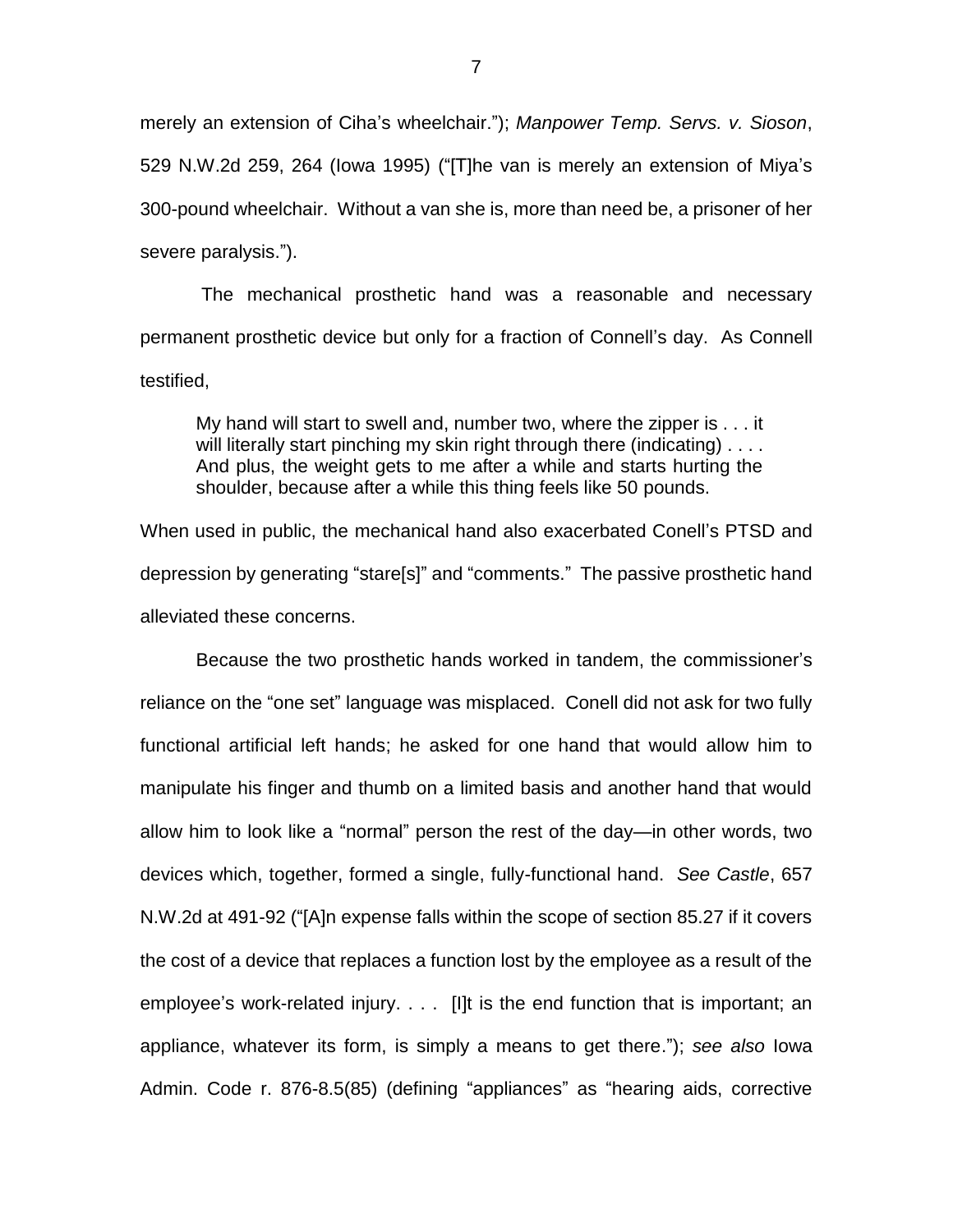merely an extension of Ciha's wheelchair."); *Manpower Temp. Servs. v. Sioson*, 529 N.W.2d 259, 264 (Iowa 1995) ("[T]he van is merely an extension of Miya's 300-pound wheelchair. Without a van she is, more than need be, a prisoner of her severe paralysis.").

The mechanical prosthetic hand was a reasonable and necessary permanent prosthetic device but only for a fraction of Connell's day. As Connell testified,

> My hand will start to swell and, number two, where the zipper is . . . it will literally start pinching my skin right through there (indicating) . . . . And plus, the weight gets to me after a while and starts hurting the shoulder, because after a while this thing feels like 50 pounds.

When used in public, the mechanical hand also exacerbated Conell's PTSD and depression by generating "stare[s]" and "comments." The passive prosthetic hand alleviated these concerns.

Because the two prosthetic hands worked in tandem, the commissioner's reliance on the "one set" language was misplaced. Conell did not ask for two fully functional artificial left hands; he asked for one hand that would allow him to manipulate his finger and thumb on a limited basis and another hand that would allow him to look like a "normal" person the rest of the day—in other words, two devices which, together, formed a single, fully-functional hand. *See Castle*, 657 N.W.2d at 491-92 ("[A]n expense falls within the scope of section 85.27 if it covers the cost of a device that replaces a function lost by the employee as a result of the employee's work-related injury. . . . [I]t is the end function that is important; an appliance, whatever its form, is simply a means to get there."); *see also* Iowa Admin. Code r. 876-8.5(85) (defining "appliances" as "hearing aids, corrective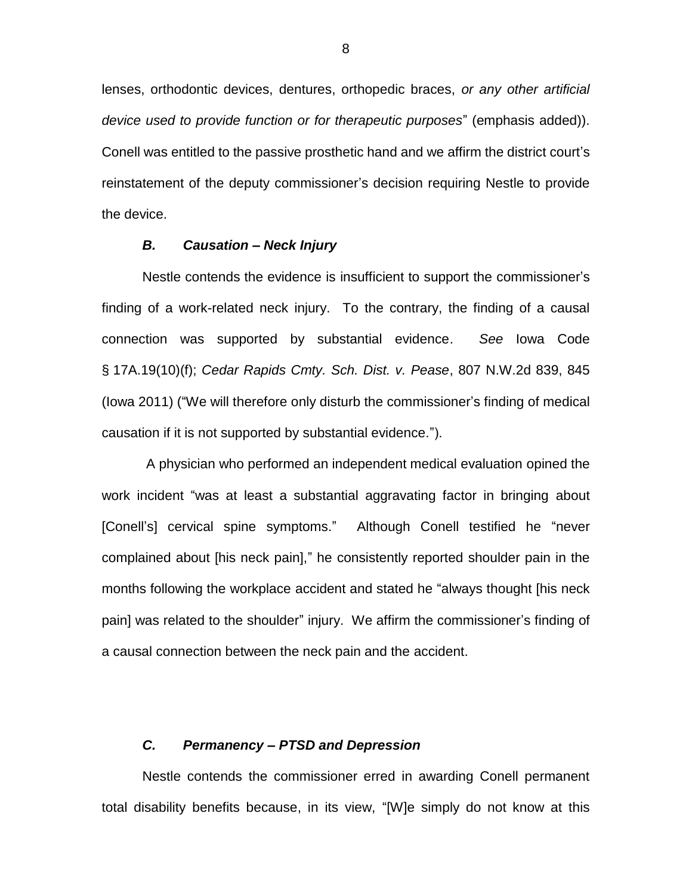lenses, orthodontic devices, dentures, orthopedic braces, *or any other artificial device used to provide function or for therapeutic purposes*" (emphasis added)). Conell was entitled to the passive prosthetic hand and we affirm the district court's reinstatement of the deputy commissioner's decision requiring Nestle to provide the device.

### *B. Causation – Neck Injury*

Nestle contends the evidence is insufficient to support the commissioner's finding of a work-related neck injury. To the contrary, the finding of a causal connection was supported by substantial evidence. *See* Iowa Code § 17A.19(10)(f); *Cedar Rapids Cmty. Sch. Dist. v. Pease*, 807 N.W.2d 839, 845 (Iowa 2011) ("We will therefore only disturb the commissioner's finding of medical causation if it is not supported by substantial evidence.").

A physician who performed an independent medical evaluation opined the work incident "was at least a substantial aggravating factor in bringing about [Conell's] cervical spine symptoms." Although Conell testified he "never complained about [his neck pain]," he consistently reported shoulder pain in the months following the workplace accident and stated he "always thought [his neck pain] was related to the shoulder" injury. We affirm the commissioner's finding of a causal connection between the neck pain and the accident.

### *C. Permanency – PTSD and Depression*

Nestle contends the commissioner erred in awarding Conell permanent total disability benefits because, in its view, "[W]e simply do not know at this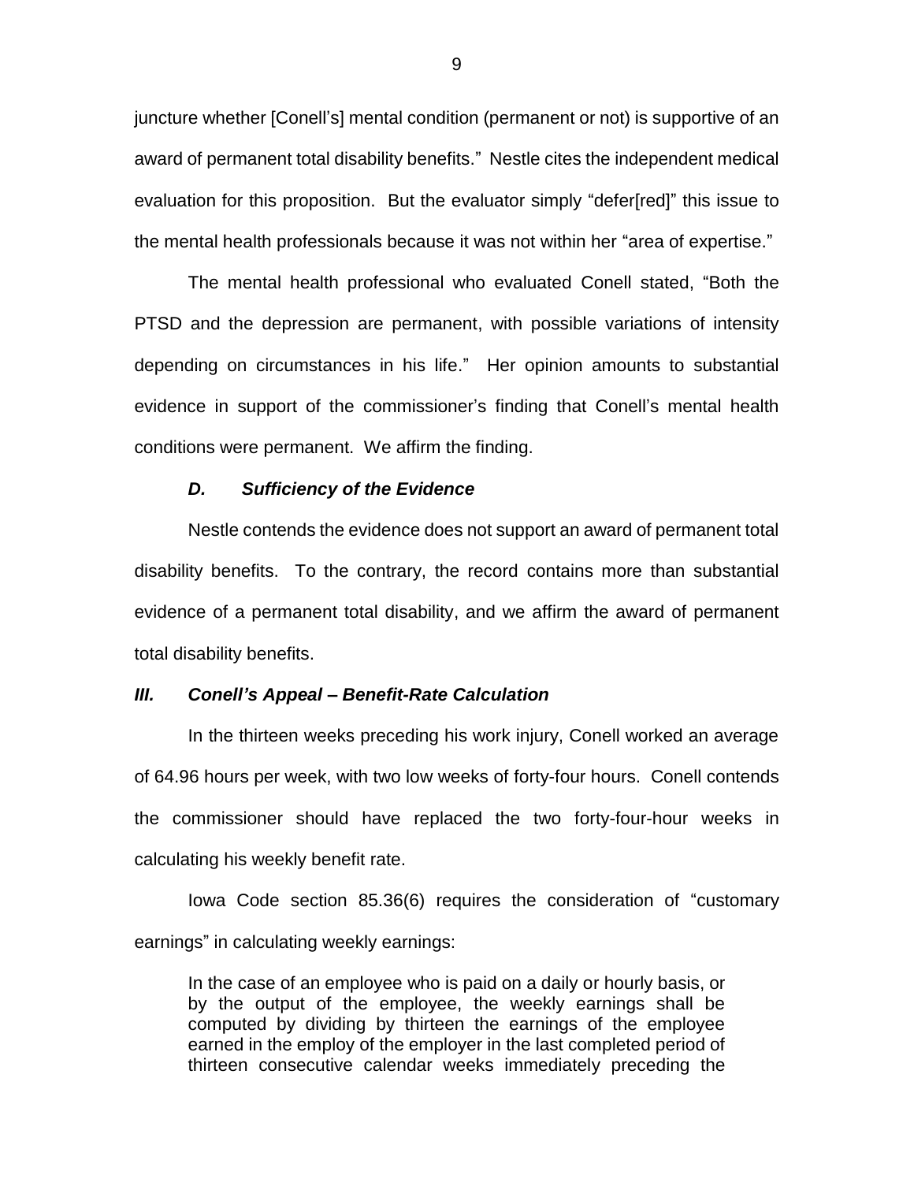juncture whether [Conell's] mental condition (permanent or not) is supportive of an award of permanent total disability benefits." Nestle cites the independent medical evaluation for this proposition. But the evaluator simply "defer[red]" this issue to the mental health professionals because it was not within her "area of expertise."

The mental health professional who evaluated Conell stated, "Both the PTSD and the depression are permanent, with possible variations of intensity depending on circumstances in his life." Her opinion amounts to substantial evidence in support of the commissioner's finding that Conell's mental health conditions were permanent. We affirm the finding.

### *D. Sufficiency of the Evidence*

Nestle contends the evidence does not support an award of permanent total disability benefits. To the contrary, the record contains more than substantial evidence of a permanent total disability, and we affirm the award of permanent total disability benefits.

## *III. Conell's Appeal – Benefit-Rate Calculation*

In the thirteen weeks preceding his work injury, Conell worked an average of 64.96 hours per week, with two low weeks of forty-four hours. Conell contends the commissioner should have replaced the two forty-four-hour weeks in calculating his weekly benefit rate.

Iowa Code section 85.36(6) requires the consideration of "customary earnings" in calculating weekly earnings:

> In the case of an employee who is paid on a daily or hourly basis, or by the output of the employee, the weekly earnings shall be computed by dividing by thirteen the earnings of the employee earned in the employ of the employer in the last completed period of thirteen consecutive calendar weeks immediately preceding the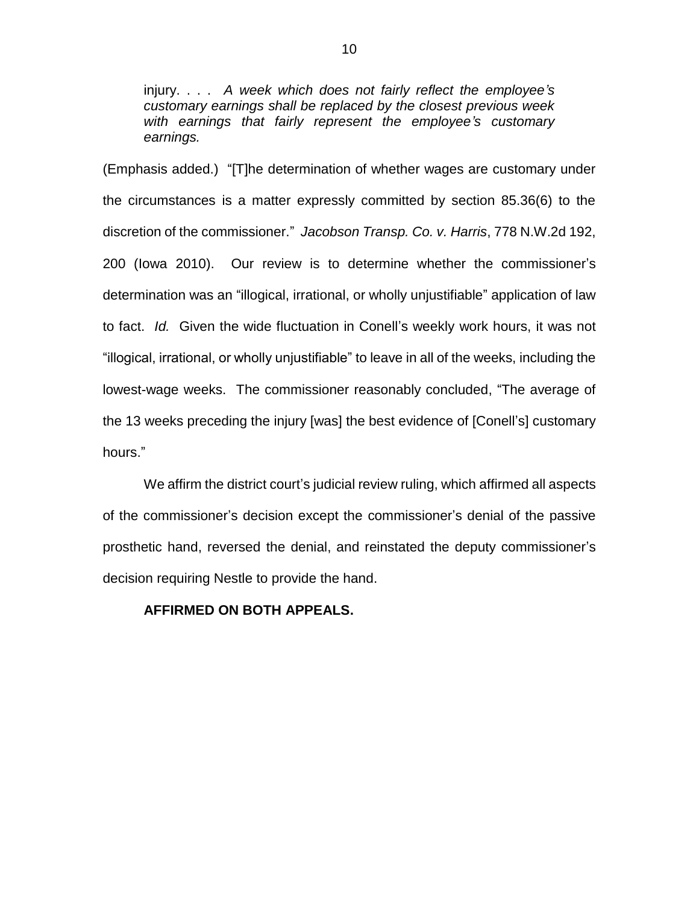> injury. . . . *A week which does not fairly reflect the employee's customary earnings shall be replaced by the closest previous week with earnings that fairly represent the employee's customary earnings.*

(Emphasis added.) "[T]he determination of whether wages are customary under the circumstances is a matter expressly committed by section 85.36(6) to the discretion of the commissioner." *Jacobson Transp. Co. v. Harris*, 778 N.W.2d 192, 200 (Iowa 2010). Our review is to determine whether the commissioner's determination was an "illogical, irrational, or wholly unjustifiable" application of law to fact. *Id.* Given the wide fluctuation in Conell's weekly work hours, it was not "illogical, irrational, or wholly unjustifiable" to leave in all of the weeks, including the lowest-wage weeks. The commissioner reasonably concluded, "The average of the 13 weeks preceding the injury [was] the best evidence of [Conell's] customary hours."

We affirm the district court's judicial review ruling, which affirmed all aspects of the commissioner's decision except the commissioner's denial of the passive prosthetic hand, reversed the denial, and reinstated the deputy commissioner's decision requiring Nestle to provide the hand.

**AFFIRMED ON BOTH APPEALS.**